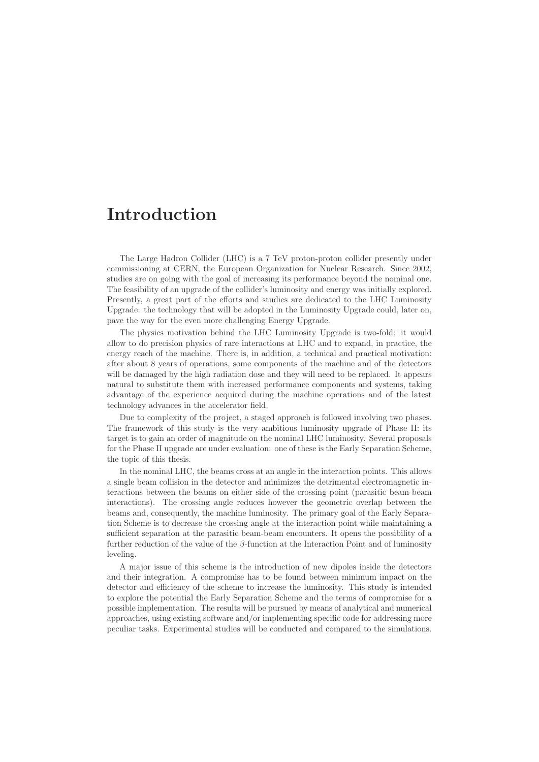# Introduction

The Large Hadron Collider (LHC) is a 7 TeV proton-proton collider presently under commissioning at CERN, the European Organization for Nuclear Research. Since 2002, studies are on going with the goal of increasing its performance beyond the nominal one. The feasibility of an upgrade of the collider's luminosity and energy was initially explored. Presently, a great part of the efforts and studies are dedicated to the LHC Luminosity Upgrade: the technology that will be adopted in the Luminosity Upgrade could, later on, pave the way for the even more challenging Energy Upgrade.

The physics motivation behind the LHC Luminosity Upgrade is two-fold: it would allow to do precision physics of rare interactions at LHC and to expand, in practice, the energy reach of the machine. There is, in addition, a technical and practical motivation: after about 8 years of operations, some components of the machine and of the detectors will be damaged by the high radiation dose and they will need to be replaced. It appears natural to substitute them with increased performance components and systems, taking advantage of the experience acquired during the machine operations and of the latest technology advances in the accelerator field.

Due to complexity of the project, a staged approach is followed involving two phases. The framework of this study is the very ambitious luminosity upgrade of Phase II: its target is to gain an order of magnitude on the nominal LHC luminosity. Several proposals for the Phase II upgrade are under evaluation: one of these is the Early Separation Scheme, the topic of this thesis.

In the nominal LHC, the beams cross at an angle in the interaction points. This allows a single beam collision in the detector and minimizes the detrimental electromagnetic interactions between the beams on either side of the crossing point (parasitic beam-beam interactions). The crossing angle reduces however the geometric overlap between the beams and, consequently, the machine luminosity. The primary goal of the Early Separation Scheme is to decrease the crossing angle at the interaction point while maintaining a sufficient separation at the parasitic beam-beam encounters. It opens the possibility of a further reduction of the value of the $\beta$-function at the Interaction Point and of luminosity leveling.

A major issue of this scheme is the introduction of new dipoles inside the detectors and their integration. A compromise has to be found between minimum impact on the detector and efficiency of the scheme to increase the luminosity. This study is intended to explore the potential the Early Separation Scheme and the terms of compromise for a possible implementation. The results will be pursued by means of analytical and numerical approaches, using existing software and/or implementing specific code for addressing more peculiar tasks. Experimental studies will be conducted and compared to the simulations.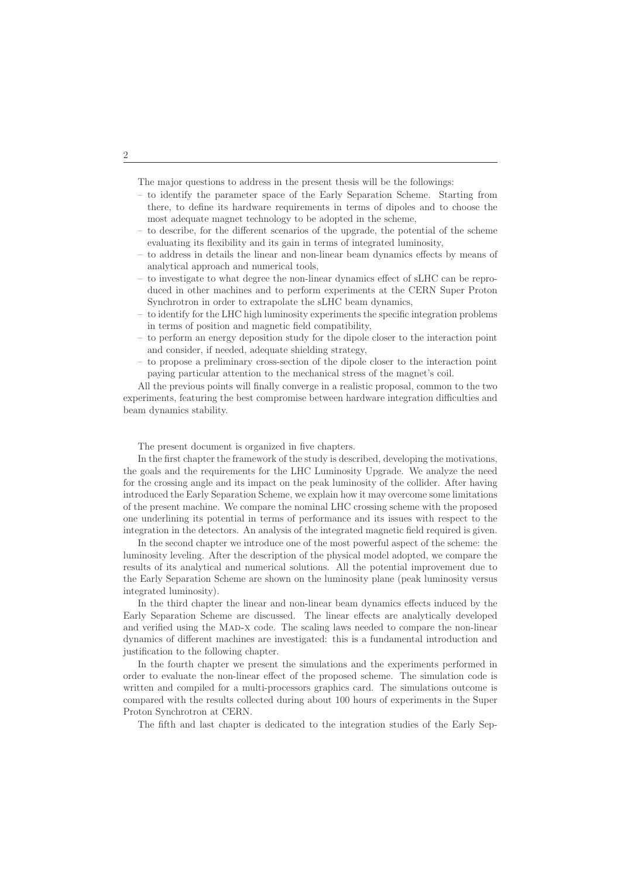The major questions to address in the present thesis will be the followings:

- to identify the parameter space of the Early Separation Scheme. Starting from there, to define its hardware requirements in terms of dipoles and to choose the most adequate magnet technology to be adopted in the scheme,
- to describe, for the different scenarios of the upgrade, the potential of the scheme evaluating its flexibility and its gain in terms of integrated luminosity,
- to address in details the linear and non-linear beam dynamics effects by means of analytical approach and numerical tools,
- to investigate to what degree the non-linear dynamics effect of sLHC can be reproduced in other machines and to perform experiments at the CERN Super Proton Synchrotron in order to extrapolate the sLHC beam dynamics,
- to identify for the LHC high luminosity experiments the specific integration problems in terms of position and magnetic field compatibility,
- to perform an energy deposition study for the dipole closer to the interaction point and consider, if needed, adequate shielding strategy,
- to propose a preliminary cross-section of the dipole closer to the interaction point paying particular attention to the mechanical stress of the magnet's coil.

All the previous points will finally converge in a realistic proposal, common to the two experiments, featuring the best compromise between hardware integration difficulties and beam dynamics stability.

The present document is organized in five chapters.

In the first chapter the framework of the study is described, developing the motivations, the goals and the requirements for the LHC Luminosity Upgrade. We analyze the need for the crossing angle and its impact on the peak luminosity of the collider. After having introduced the Early Separation Scheme, we explain how it may overcome some limitations of the present machine. We compare the nominal LHC crossing scheme with the proposed one underlining its potential in terms of performance and its issues with respect to the integration in the detectors. An analysis of the integrated magnetic field required is given.

In the second chapter we introduce one of the most powerful aspect of the scheme: the luminosity leveling. After the description of the physical model adopted, we compare the results of its analytical and numerical solutions. All the potential improvement due to the Early Separation Scheme are shown on the luminosity plane (peak luminosity versus integrated luminosity).

In the third chapter the linear and non-linear beam dynamics effects induced by the Early Separation Scheme are discussed. The linear effects are analytically developed and verified using the MAD-X code. The scaling laws needed to compare the non-linear dynamics of different machines are investigated: this is a fundamental introduction and justification to the following chapter.

In the fourth chapter we present the simulations and the experiments performed in order to evaluate the non-linear effect of the proposed scheme. The simulation code is written and compiled for a multi-processors graphics card. The simulations outcome is compared with the results collected during about 100 hours of experiments in the Super Proton Synchrotron at CERN.

The fifth and last chapter is dedicated to the integration studies of the Early Sep-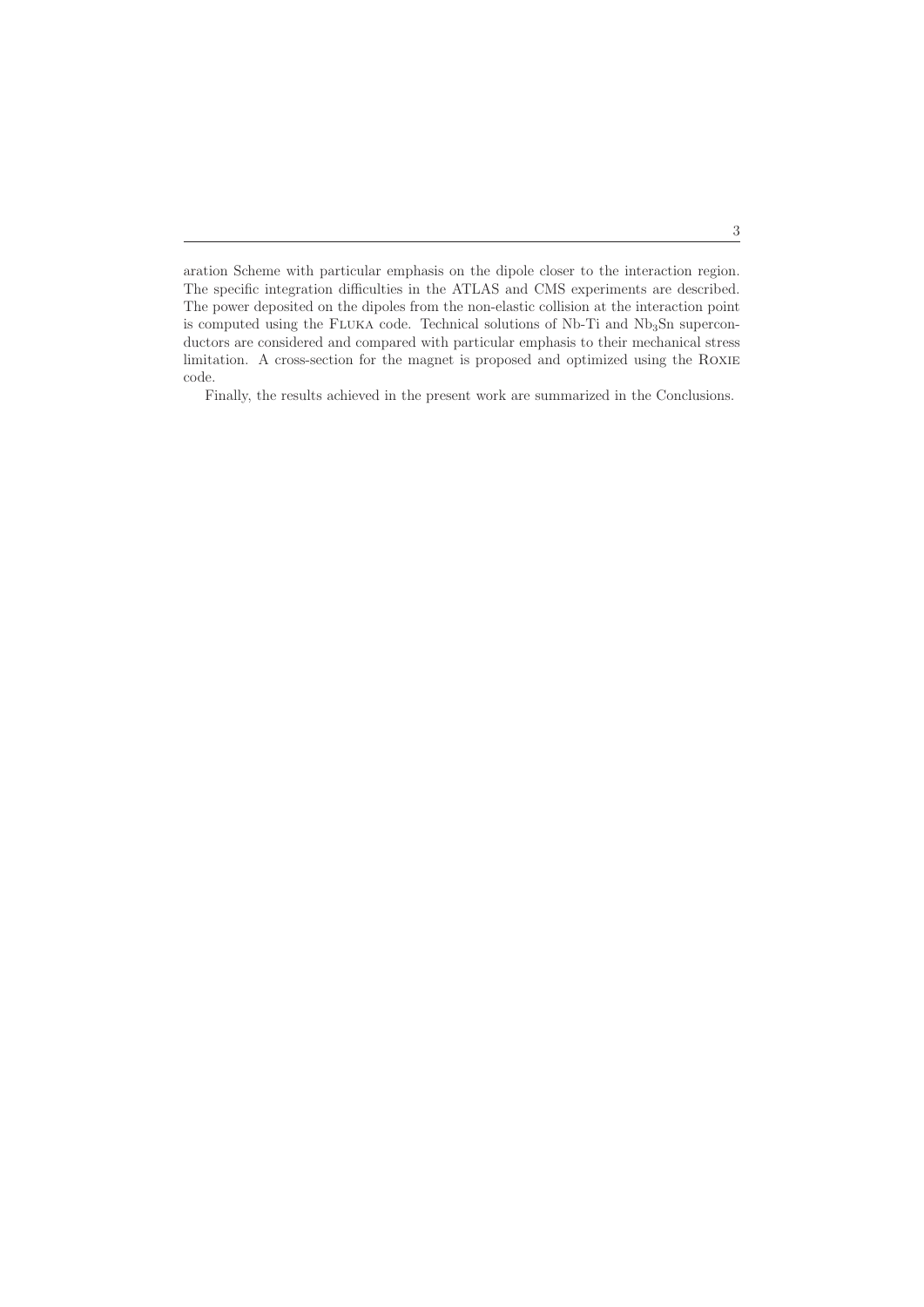aration Scheme with particular emphasis on the dipole closer to the interaction region. The specific integration difficulties in the ATLAS and CMS experiments are described. The power deposited on the dipoles from the non-elastic collision at the interaction point is computed using the Fluka code. Technical solutions of Nb-Ti and $Nb_3Sn$ superconductors are considered and compared with particular emphasis to their mechanical stress limitation. A cross-section for the magnet is proposed and optimized using the Roxie code.

Finally, the results achieved in the present work are summarized in the Conclusions.